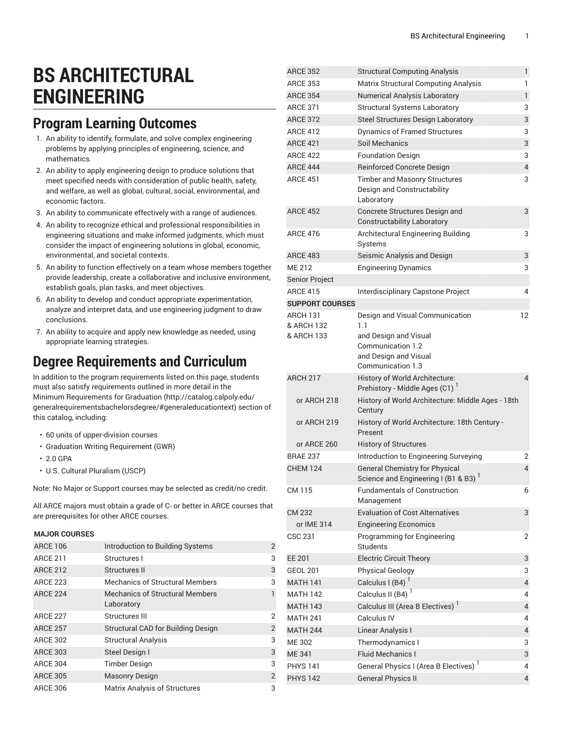# BS ARCHITECTURAL ENGINEERING

## Program Learning Outcomes

1. An ability to identify, formulate, and solve complex engineering problems by applying principles of engineering, science, and mathematics.
2. An ability to apply engineering design to produce solutions that meet specified needs with consideration of public health, safety, and welfare, as well as global, cultural, social, environmental, and economic factors.
3. An ability to communicate effectively with a range of audiences.
4. An ability to recognize ethical and professional responsibilities in engineering situations and make informed judgments, which must consider the impact of engineering solutions in global, economic, environmental, and societal contexts.
5. An ability to function effectively on a team whose members together provide leadership, create a collaborative and inclusive environment, establish goals, plan tasks, and meet objectives.
6. An ability to develop and conduct appropriate experimentation, analyze and interpret data, and use engineering judgment to draw conclusions.
7. An ability to acquire and apply new knowledge as needed, using appropriate learning strategies.

## Degree Requirements and Curriculum

In addition to the program requirements listed on this page, students must also satisfy requirements outlined in more detail in the Minimum Requirements for Graduation (http://catalog.calpoly.edu/generalrequirementsbachelorsdegree/#generaleducationtext) section of this catalog, including:

- 60 units of upper-division courses
- Graduation Writing Requirement (GWR)
- 2.0 GPA
- U.S. Cultural Pluralism (USCP)

Note: No Major or Support courses may be selected as credit/no credit.

All ARCE majors must obtain a grade of C- or better in ARCE courses that are prerequisites for other ARCE courses.

| | | |
|---|---|---|
| **MAJOR COURSES** | | |
| ARCE 106 | Introduction to Building Systems | 2 |
| ARCE 211 | Structures I | 3 |
| ARCE 212 | Structures II | 3 |
| ARCE 223 | Mechanics of Structural Members | 3 |
| ARCE 224 | Mechanics of Structural Members Laboratory | 1 |
| ARCE 227 | Structures III | 2 |
| ARCE 257 | Structural CAD for Building Design | 2 |
| ARCE 302 | Structural Analysis | 3 |
| ARCE 303 | Steel Design I | 3 |
| ARCE 304 | Timber Design | 3 |
| ARCE 305 | Masonry Design | 2 |
| ARCE 306 | Matrix Analysis of Structures | 3 |
| ARCE 352 | Structural Computing Analysis | 1 |
| ARCE 353 | Matrix Structural Computing Analysis | 1 |
| ARCE 354 | Numerical Analysis Laboratory | 1 |
| ARCE 371 | Structural Systems Laboratory | 3 |
| ARCE 372 | Steel Structures Design Laboratory | 3 |
| ARCE 412 | Dynamics of Framed Structures | 3 |
| ARCE 421 | Soil Mechanics | 3 |
| ARCE 422 | Foundation Design | 3 |
| ARCE 444 | Reinforced Concrete Design | 4 |
| ARCE 451 | Timber and Masonry Structures Design and Constructability Laboratory | 3 |
| ARCE 452 | Concrete Structures Design and Constructability Laboratory | 3 |
| ARCE 476 | Architectural Engineering Building Systems | 3 |
| ARCE 483 | Seismic Analysis and Design | 3 |
| ME 212 | Engineering Dynamics | 3 |
| Senior Project | | |
| ARCE 415 | Interdisciplinary Capstone Project | 4 |
| **SUPPORT COURSES** | | |
| ARCH 131 & ARCH 132 & ARCH 133 | Design and Visual Communication 1.1 and Design and Visual Communication 1.2 and Design and Visual Communication 1.3 | 12 |
| ARCH 217 | History of World Architecture: Prehistory - Middle Ages (C1) [1] | 4 |
| or ARCH 218 | History of World Architecture: Middle Ages - 18th Century | |
| or ARCH 219 | History of World Architecture: 18th Century - Present | |
| or ARCE 260 | History of Structures | |
| BRAE 237 | Introduction to Engineering Surveying | 2 |
| CHEM 124 | General Chemistry for Physical Science and Engineering I (B1 & B3) [1] | 4 |
| CM 115 | Fundamentals of Construction Management | 6 |
| CM 232 | Evaluation of Cost Alternatives | 3 |
| or IME 314 | Engineering Economics | |
| CSC 231 | Programming for Engineering Students | 2 |
| EE 201 | Electric Circuit Theory | 3 |
| GEOL 201 | Physical Geology | 3 |
| MATH 141 | Calculus I (B4) [1] | 4 |
| MATH 142 | Calculus II (B4) [1] | 4 |
| MATH 143 | Calculus III (Area B Electives) [1] | 4 |
| MATH 241 | Calculus IV | 4 |
| MATH 244 | Linear Analysis I | 4 |
| ME 302 | Thermodynamics I | 3 |
| ME 341 | Fluid Mechanics I | 3 |
| PHYS 141 | General Physics I (Area B Electives) [1] | 4 |
| PHYS 142 | General Physics II | 4 |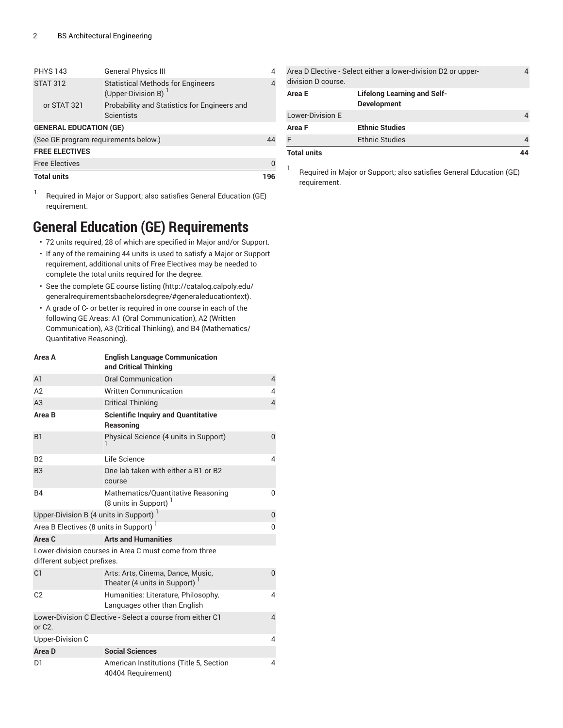| | | |
|---|---|---|
| PHYS 143 | General Physics III | 4 |
| STAT 312 | Statistical Methods for Engineers (Upper-Division B) [1] | 4 |
| or STAT 321 | Probability and Statistics for Engineers and Scientists | |
| **GENERAL EDUCATION (GE)** | | |
| (See GE program requirements below.) | | 44 |
| **FREE ELECTIVES** | | |
| Free Electives | | 0 |
| **Total units** | | **196** |

[1] Required in Major or Support; also satisfies General Education (GE) requirement.

# General Education (GE) Requirements

- 72 units required, 28 of which are specified in Major and/or Support.
- If any of the remaining 44 units is used to satisfy a Major or Support requirement, additional units of Free Electives may be needed to complete the total units required for the degree.
- See the complete GE course listing (http://catalog.calpoly.edu/generalrequirementsbachelorsdegree/#generaleducationtext).
- A grade of C- or better is required in one course in each of the following GE Areas: A1 (Oral Communication), A2 (Written Communication), A3 (Critical Thinking), and B4 (Mathematics/Quantitative Reasoning).

| | | |
|---|---|---|
| **Area A** | **English Language Communication and Critical Thinking** | |
| A1 | Oral Communication | 4 |
| A2 | Written Communication | 4 |
| A3 | Critical Thinking | 4 |
| **Area B** | **Scientific Inquiry and Quantitative Reasoning** | |
| B1 | Physical Science (4 units in Support) [1] | 0 |
| B2 | Life Science | 4 |
| B3 | One lab taken with either a B1 or B2 course | |
| B4 | Mathematics/Quantitative Reasoning (8 units in Support) [1] | 0 |
| Upper-Division B (4 units in Support) [1] | | 0 |
| Area B Electives (8 units in Support) [1] | | 0 |
| **Area C** | **Arts and Humanities** | |
| Lower-division courses in Area C must come from three different subject prefixes. | | |
| C1 | Arts: Arts, Cinema, Dance, Music, Theater (4 units in Support) [1] | 0 |
| C2 | Humanities: Literature, Philosophy, Languages other than English | 4 |
| Lower-Division C Elective - Select a course from either C1 or C2. | | 4 |
| Upper-Division C | | 4 |
| **Area D** | **Social Sciences** | |
| D1 | American Institutions (Title 5, Section 40404 Requirement) | 4 |
| Area D Elective - Select either a lower-division D2 or upper-division D course. | | 4 |
| **Area E** | **Lifelong Learning and Self-Development** | |
| Lower-Division E | | 4 |
| **Area F** | **Ethnic Studies** | |
| F | Ethnic Studies | 4 |
| **Total units** | | **44** |

[1] Required in Major or Support; also satisfies General Education (GE) requirement.